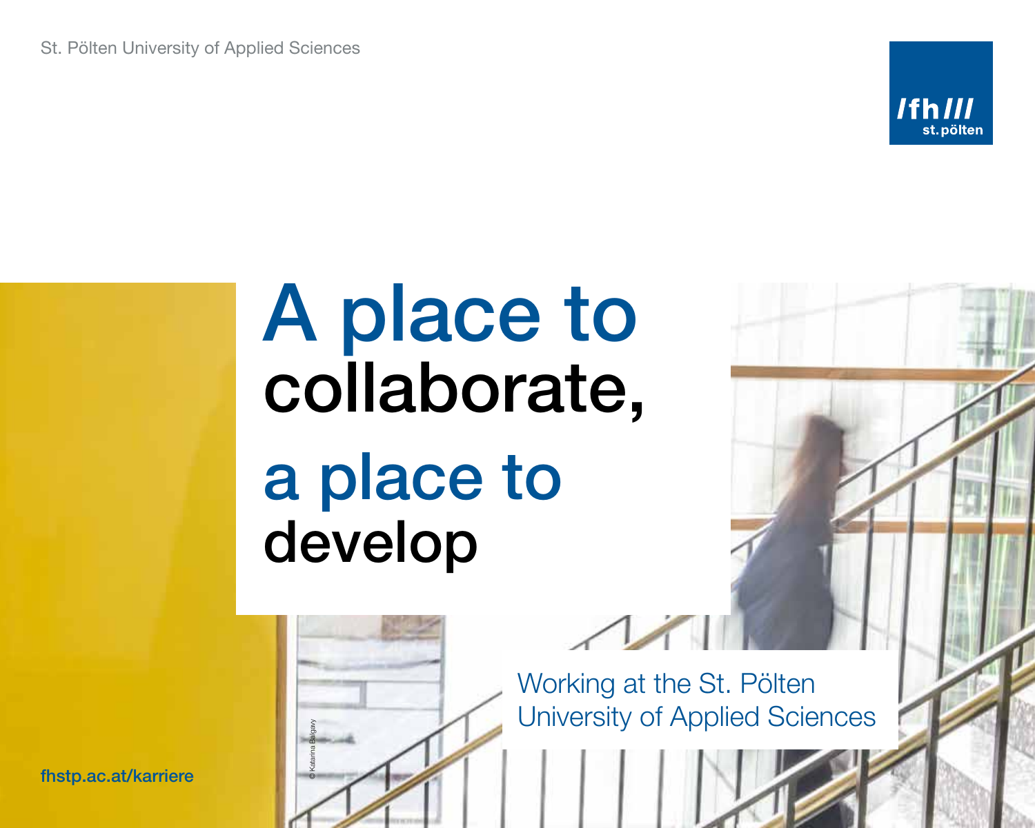St. Pölten University of Applied Sciences

/fh/// st.pölten

# A place to collaborate, a place to develop

Working at the St. Pölten University of Applied Sciences

© Katarina Balgavy

fhstp.ac.at/karriere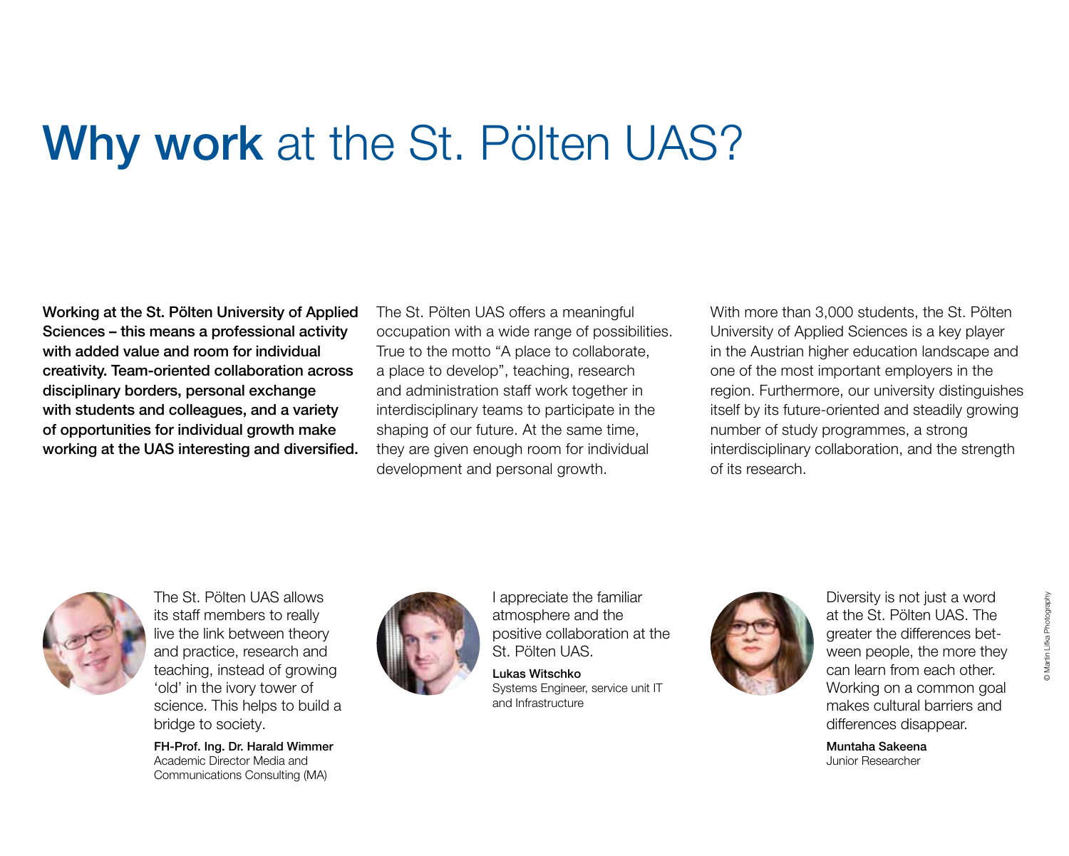# **Why work** at the St. Pölten UAS?

**Working at the St. Pölten University of Applied Sciences – this means a professional activity with added value and room for individual creativity. Team-oriented collaboration across disciplinary borders, personal exchange with students and colleagues, and a variety of opportunities for individual growth make working at the UAS interesting and diversified.**

The St. Pölten UAS offers a meaningful occupation with a wide range of possibilities. True to the motto "A place to collaborate, a place to develop", teaching, research and administration staff work together in interdisciplinary teams to participate in the shaping of our future. At the same time, they are given enough room for individual development and personal growth.

With more than 3,000 students, the St. Pölten University of Applied Sciences is a key player in the Austrian higher education landscape and one of the most important employers in the region. Furthermore, our university distinguishes itself by its future-oriented and steadily growing number of study programmes, a strong interdisciplinary collaboration, and the strength of its research.

The St. Pölten UAS allows its staff members to really live the link between theory and practice, research and teaching, instead of growing 'old' in the ivory tower of science. This helps to build a bridge to society.

**FH-Prof. Ing. Dr. Harald Wimmer**
Academic Director Media and Communications Consulting (MA)

I appreciate the familiar atmosphere and the positive collaboration at the St. Pölten UAS.

**Lukas Witschko**
Systems Engineer, service unit IT and Infrastructure

Diversity is not just a word at the St. Pölten UAS. The greater the differences between people, the more they can learn from each other. Working on a common goal makes cultural barriers and differences disappear.

**Muntaha Sakeena**
Junior Researcher

© Martin Lifka Photography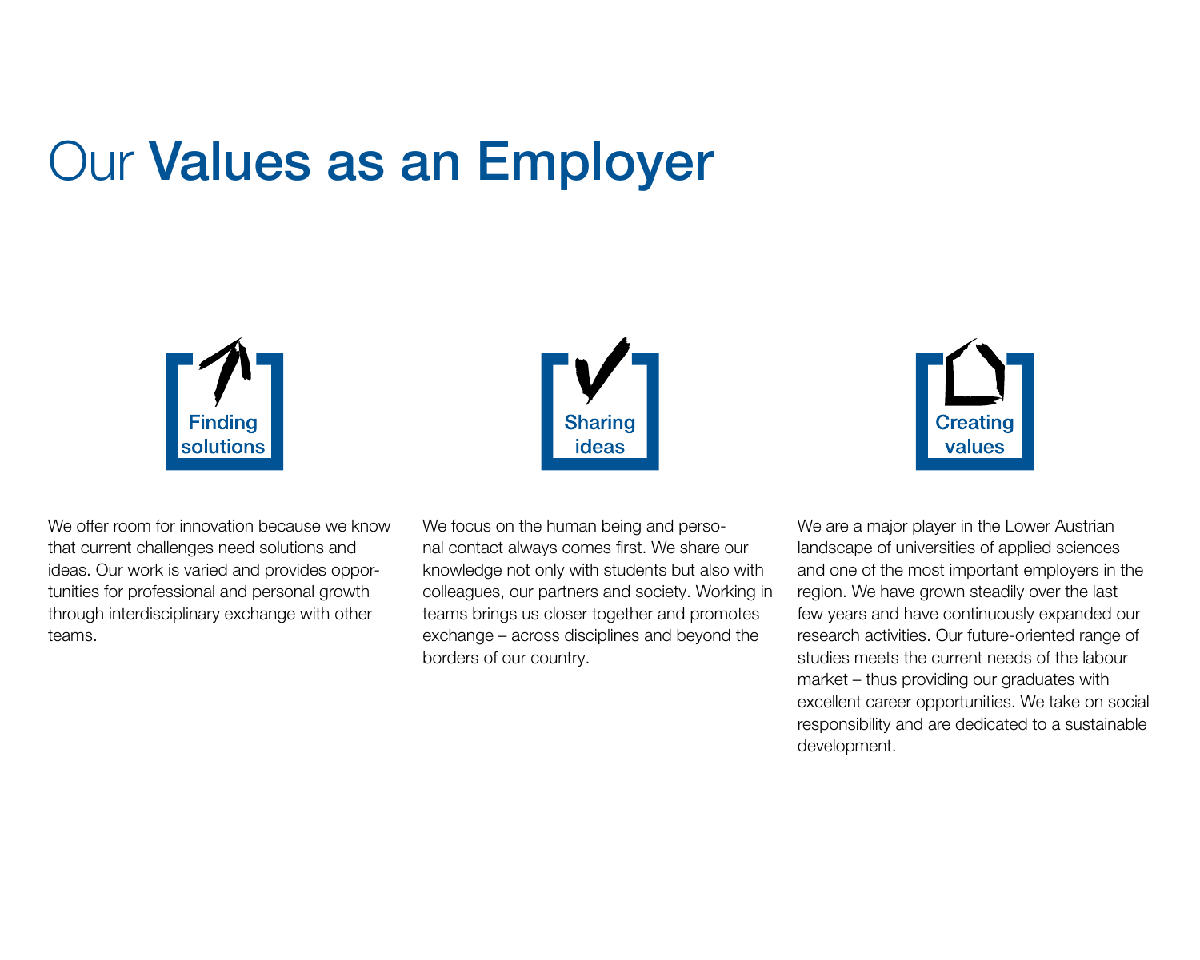# Our **Values as an Employer**

### Finding solutions

We offer room for innovation because we know that current challenges need solutions and ideas. Our work is varied and provides opportunities for professional and personal growth through interdisciplinary exchange with other teams.

### Sharing ideas

We focus on the human being and personal contact always comes first. We share our knowledge not only with students but also with colleagues, our partners and society. Working in teams brings us closer together and promotes exchange – across disciplines and beyond the borders of our country.

### Creating values

We are a major player in the Lower Austrian landscape of universities of applied sciences and one of the most important employers in the region. We have grown steadily over the last few years and have continuously expanded our research activities. Our future-oriented range of studies meets the current needs of the labour market – thus providing our graduates with excellent career opportunities. We take on social responsibility and are dedicated to a sustainable development.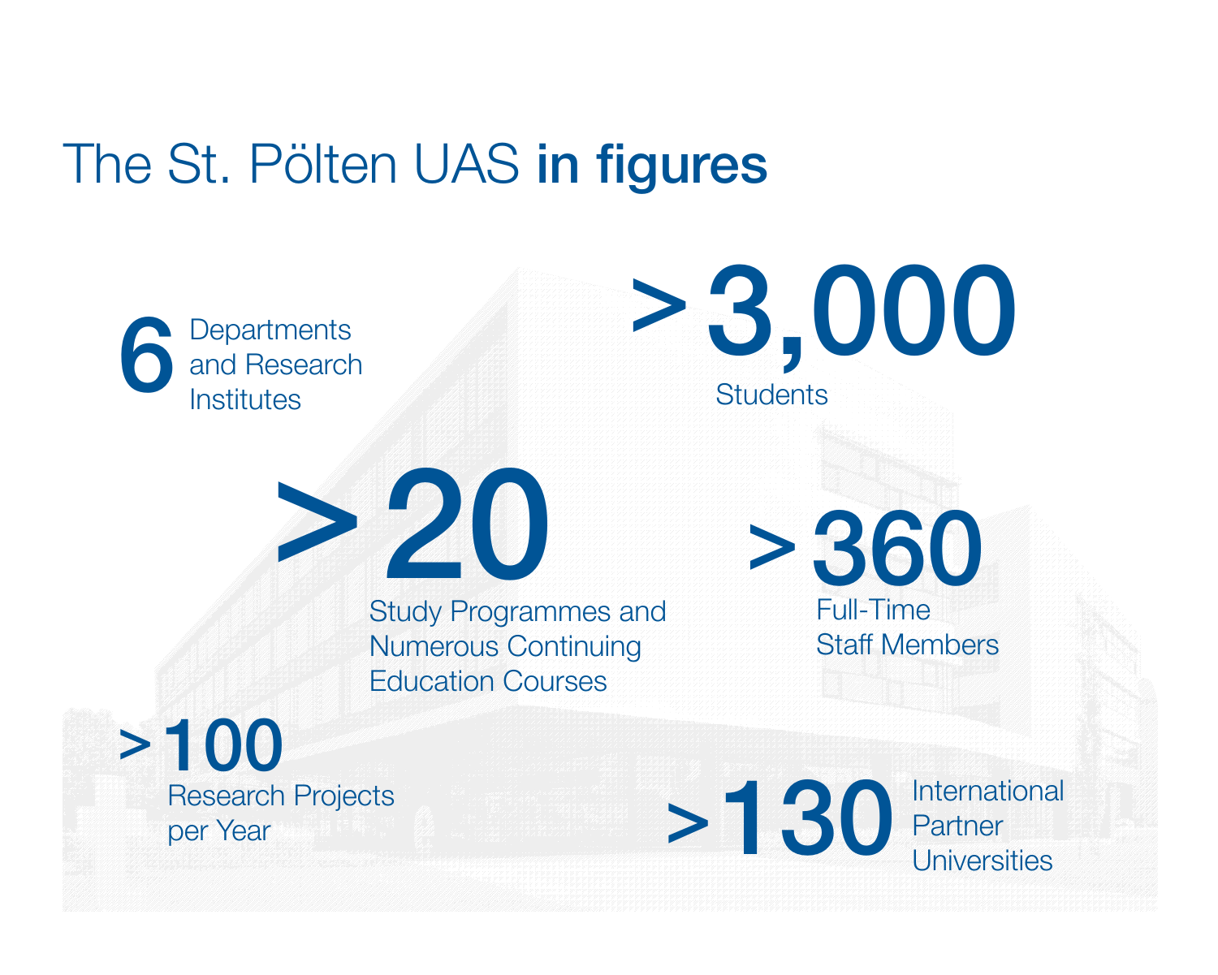# The St. Pölten UAS **in figures**

**6** Departments and Research Institutes

**> 3,000** Students

**> 20** Study Programmes and Numerous Continuing Education Courses

**> 360** Full-Time Staff Members

**> 100** Research Projects per Year

**> 130** International Partner Universities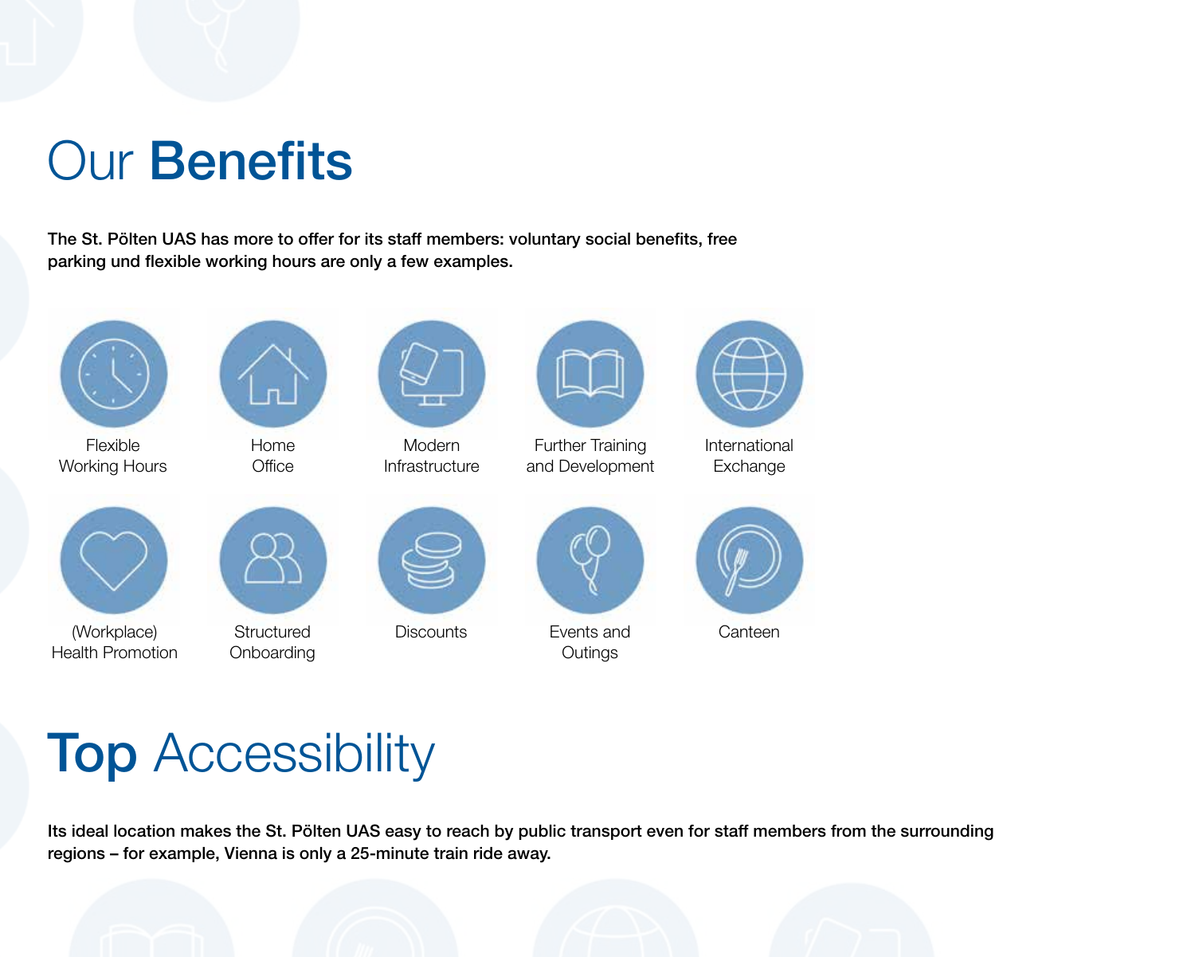# Our **Benefits**

**The St. Pölten UAS has more to offer for its staff members: voluntary social benefits, free parking und flexible working hours are only a few examples.**

- Flexible Working Hours
- Home Office
- Modern Infrastructure
- Further Training and Development
- International Exchange
- (Workplace) Health Promotion
- Structured Onboarding
- Discounts
- Events and Outings
- Canteen

# **Top** Accessibility

**Its ideal location makes the St. Pölten UAS easy to reach by public transport even for staff members from the surrounding regions – for example, Vienna is only a 25-minute train ride away.**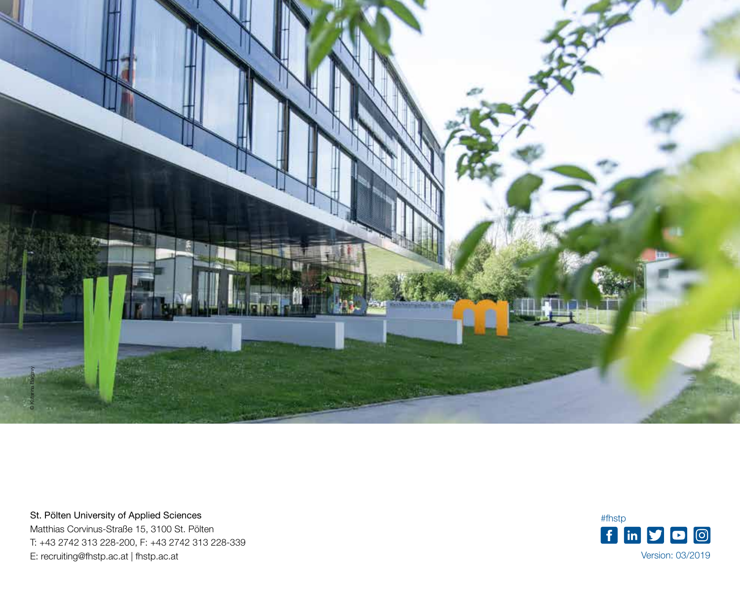St. Pölten University of Applied Sciences
Matthias Corvinus-Straße 15, 3100 St. Pölten
T: +43 2742 313 228-200, F: +43 2742 313 228-339
E: recruiting@fhstp.ac.at | fhstp.ac.at

#fhstp

Version: 03/2019